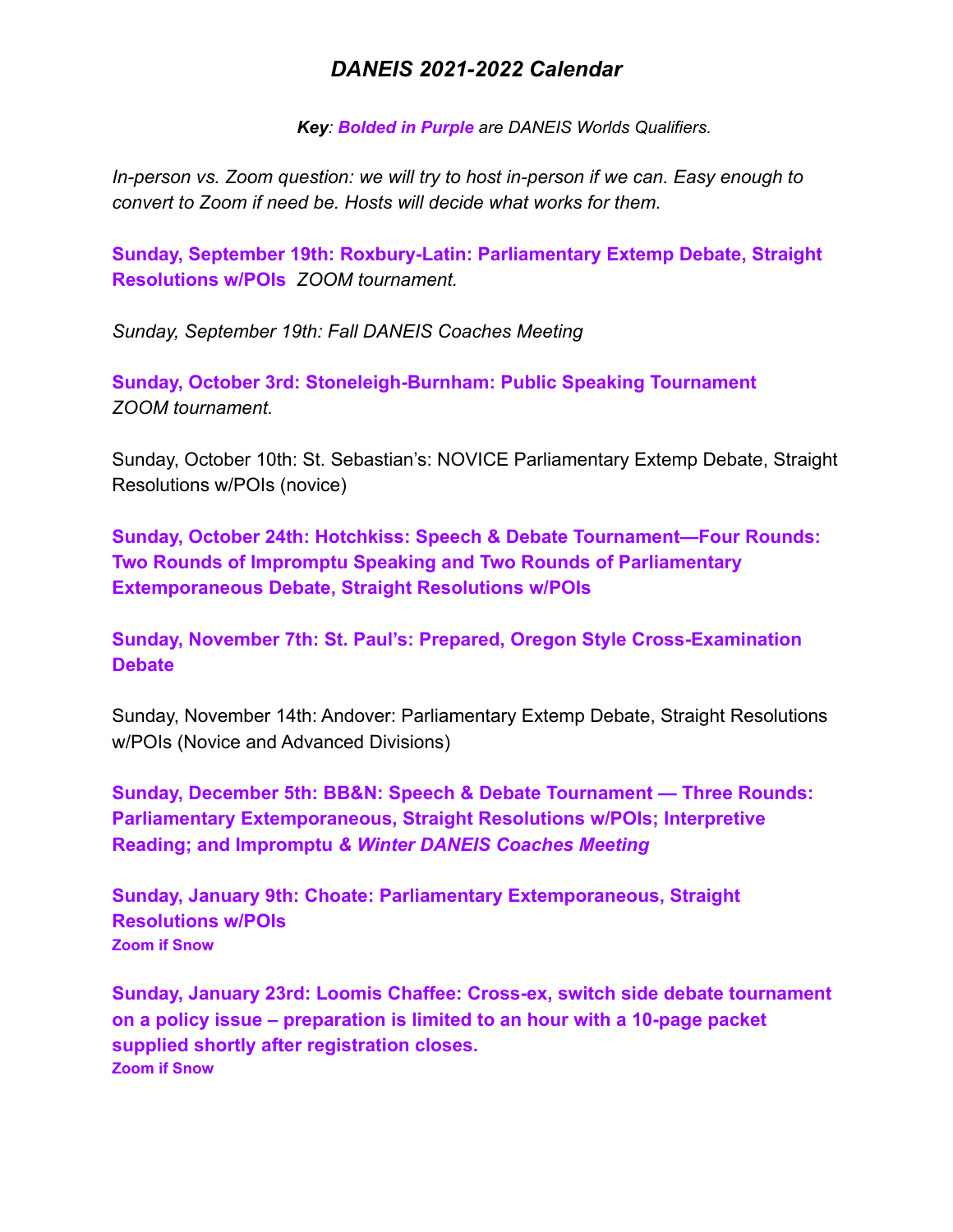# *DANEIS 2021-2022 Calendar*

***Key**: **Bolded in Purple** are DANEIS Worlds Qualifiers.*

*In-person vs. Zoom question: we will try to host in-person if we can. Easy enough to convert to Zoom if need be. Hosts will decide what works for them.*

**Sunday, September 19th: Roxbury-Latin: Parliamentary Extemp Debate, Straight Resolutions w/POIs** *ZOOM tournament.*

*Sunday, September 19th: Fall DANEIS Coaches Meeting*

**Sunday, October 3rd: Stoneleigh-Burnham: Public Speaking Tournament**
*ZOOM tournament.*

Sunday, October 10th: St. Sebastian's: NOVICE Parliamentary Extemp Debate, Straight Resolutions w/POIs (novice)

**Sunday, October 24th: Hotchkiss: Speech & Debate Tournament—Four Rounds: Two Rounds of Impromptu Speaking and Two Rounds of Parliamentary Extemporaneous Debate, Straight Resolutions w/POIs**

**Sunday, November 7th: St. Paul's: Prepared, Oregon Style Cross-Examination Debate**

Sunday, November 14th: Andover: Parliamentary Extemp Debate, Straight Resolutions w/POIs (Novice and Advanced Divisions)

**Sunday, December 5th: BB&N: Speech & Debate Tournament — Three Rounds: Parliamentary Extemporaneous, Straight Resolutions w/POIs; Interpretive Reading; and Impromptu & *Winter DANEIS Coaches Meeting***

**Sunday, January 9th: Choate: Parliamentary Extemporaneous, Straight Resolutions w/POIs**
**Zoom if Snow**

**Sunday, January 23rd: Loomis Chaffee: Cross-ex, switch side debate tournament on a policy issue – preparation is limited to an hour with a 10-page packet supplied shortly after registration closes.**
**Zoom if Snow**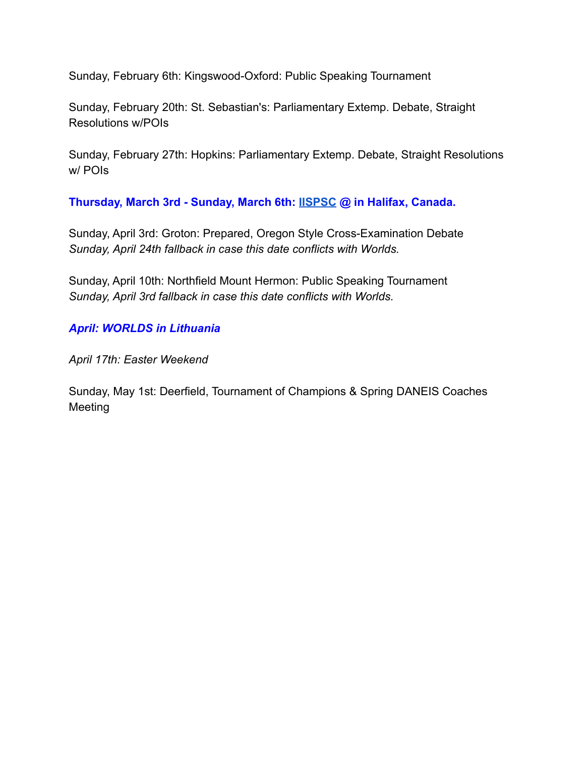Sunday, February 6th: Kingswood-Oxford: Public Speaking Tournament

Sunday, February 20th: St. Sebastian's: Parliamentary Extemp. Debate, Straight Resolutions w/POIs

Sunday, February 27th: Hopkins: Parliamentary Extemp. Debate, Straight Resolutions w/ POIs

**Thursday, March 3rd - Sunday, March 6th: IISPSC @ in Halifax, Canada.**

Sunday, April 3rd: Groton: Prepared, Oregon Style Cross-Examination Debate
*Sunday, April 24th fallback in case this date conflicts with Worlds.*

Sunday, April 10th: Northfield Mount Hermon: Public Speaking Tournament
*Sunday, April 3rd fallback in case this date conflicts with Worlds.*

***April: WORLDS in Lithuania***

*April 17th: Easter Weekend*

Sunday, May 1st: Deerfield, Tournament of Champions & Spring DANEIS Coaches Meeting